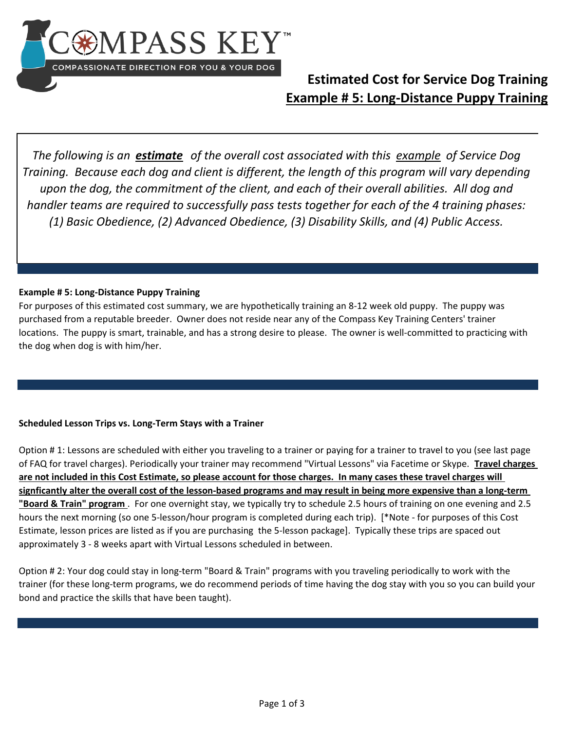COMPASS KEY™

COMPASSIONATE DIRECTION FOR YOU & YOUR DOG

# Estimated Cost for Service Dog Training

## Example # 5: Long-Distance Puppy Training

*The following is an **estimate** of the overall cost associated with this example of Service Dog Training. Because each dog and client is different, the length of this program will vary depending upon the dog, the commitment of the client, and each of their overall abilities. All dog and handler teams are required to successfully pass tests together for each of the 4 training phases: (1) Basic Obedience, (2) Advanced Obedience, (3) Disability Skills, and (4) Public Access.*

**Example # 5: Long-Distance Puppy Training**

For purposes of this estimated cost summary, we are hypothetically training an 8-12 week old puppy. The puppy was purchased from a reputable breeder. Owner does not reside near any of the Compass Key Training Centers' trainer locations. The puppy is smart, trainable, and has a strong desire to please. The owner is well-committed to practicing with the dog when dog is with him/her.

**Scheduled Lesson Trips vs. Long-Term Stays with a Trainer**

Option # 1: Lessons are scheduled with either you traveling to a trainer or paying for a trainer to travel to you (see last page of FAQ for travel charges). Periodically your trainer may recommend "Virtual Lessons" via Facetime or Skype. **Travel charges are not included in this Cost Estimate, so please account for those charges. In many cases these travel charges will signficantly alter the overall cost of the lesson-based programs and may result in being more expensive than a long-term "Board & Train" program**. For one overnight stay, we typically try to schedule 2.5 hours of training on one evening and 2.5 hours the next morning (so one 5-lesson/hour program is completed during each trip). [*Note - for purposes of this Cost Estimate, lesson prices are listed as if you are purchasing the 5-lesson package]. Typically these trips are spaced out approximately 3 - 8 weeks apart with Virtual Lessons scheduled in between.

Option # 2: Your dog could stay in long-term "Board & Train" programs with you traveling periodically to work with the trainer (for these long-term programs, we do recommend periods of time having the dog stay with you so you can build your bond and practice the skills that have been taught).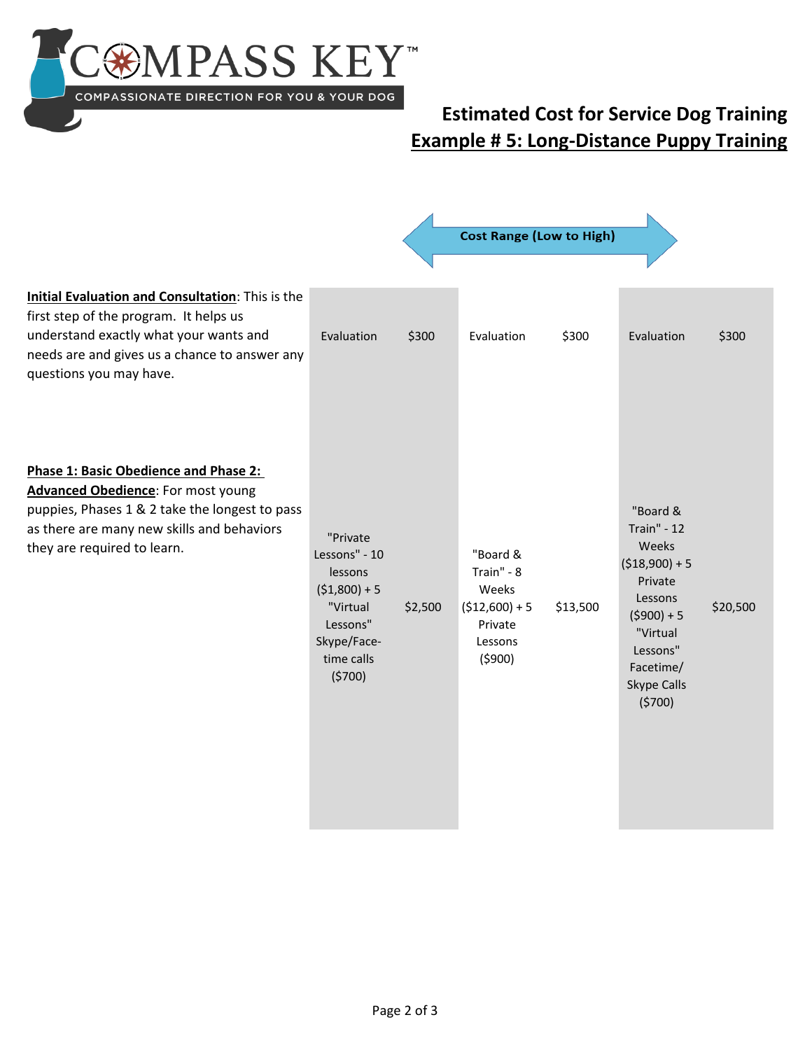COMPASS KEY™

COMPASSIONATE DIRECTION FOR YOU & YOUR DOG

## Estimated Cost for Service Dog Training

## Example # 5: Long-Distance Puppy Training

Cost Range (Low to High)

| | | | | | | |
|---|---|---|---|---|---|---|
| **Initial Evaluation and Consultation**: This is the first step of the program. It helps us understand exactly what your wants and needs are and gives us a chance to answer any questions you may have. | Evaluation | $300 | Evaluation | $300 | Evaluation | $300 |
| **Phase 1: Basic Obedience and Phase 2: Advanced Obedience**: For most young puppies, Phases 1 & 2 take the longest to pass as there are many new skills and behaviors they are required to learn. | "Private Lessons" - 10 lessons ($1,800) + 5 "Virtual Lessons" Skype/Face-time calls ($700) | $2,500 | "Board & Train" - 8 Weeks ($12,600) + 5 Private Lessons ($900) | $13,500 | "Board & Train" - 12 Weeks ($18,900) + 5 Private Lessons ($900) + 5 "Virtual Lessons" Facetime/ Skype Calls ($700) | $20,500 |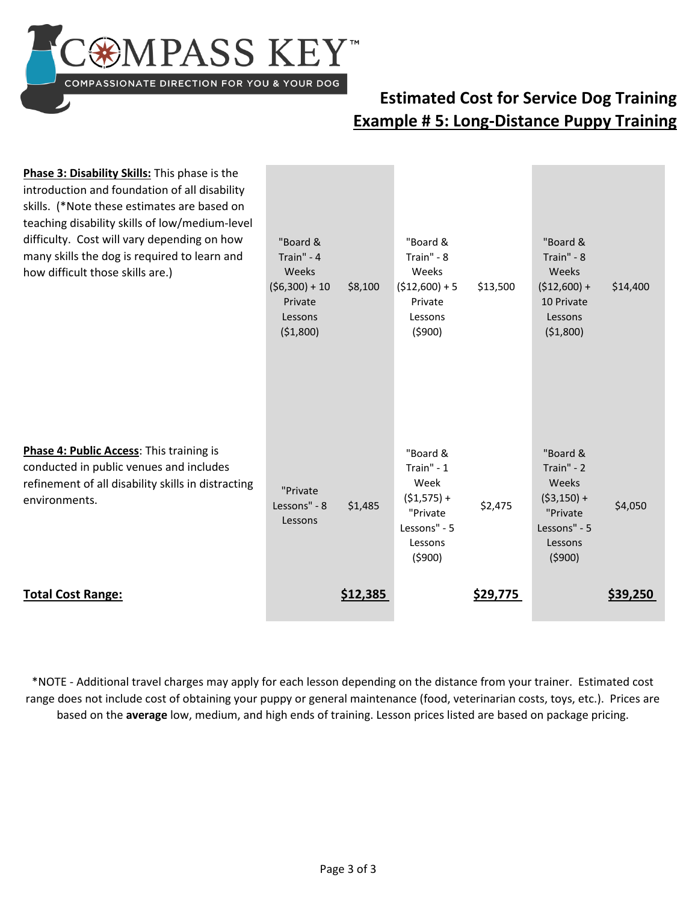COMPASS KEY™

COMPASSIONATE DIRECTION FOR YOU & YOUR DOG

## Estimated Cost for Service Dog Training

## Example # 5: Long-Distance Puppy Training

| | | | | | | |
|---|---|---|---|---|---|---|
| **Phase 3: Disability Skills:** This phase is the introduction and foundation of all disability skills. (*Note these estimates are based on teaching disability skills of low/medium-level difficulty. Cost will vary depending on how many skills the dog is required to learn and how difficult those skills are.) | "Board & Train" - 4 Weeks ($6,300) + 10 Private Lessons ($1,800) | $8,100 | "Board & Train" - 8 Weeks ($12,600) + 5 Private Lessons ($900) | $13,500 | "Board & Train" - 8 Weeks ($12,600) + 10 Private Lessons ($1,800) | $14,400 |
| **Phase 4: Public Access**: This training is conducted in public venues and includes refinement of all disability skills in distracting environments. | "Private Lessons" - 8 Lessons | $1,485 | "Board & Train" - 1 Week ($1,575) + "Private Lessons" - 5 Lessons ($900) | $2,475 | "Board & Train" - 2 Weeks ($3,150) + "Private Lessons" - 5 Lessons ($900) | $4,050 |
| **Total Cost Range:** | | **$12,385** | | **$29,775** | | **$39,250** |

*NOTE - Additional travel charges may apply for each lesson depending on the distance from your trainer. Estimated cost range does not include cost of obtaining your puppy or general maintenance (food, veterinarian costs, toys, etc.). Prices are based on the **average** low, medium, and high ends of training. Lesson prices listed are based on package pricing.